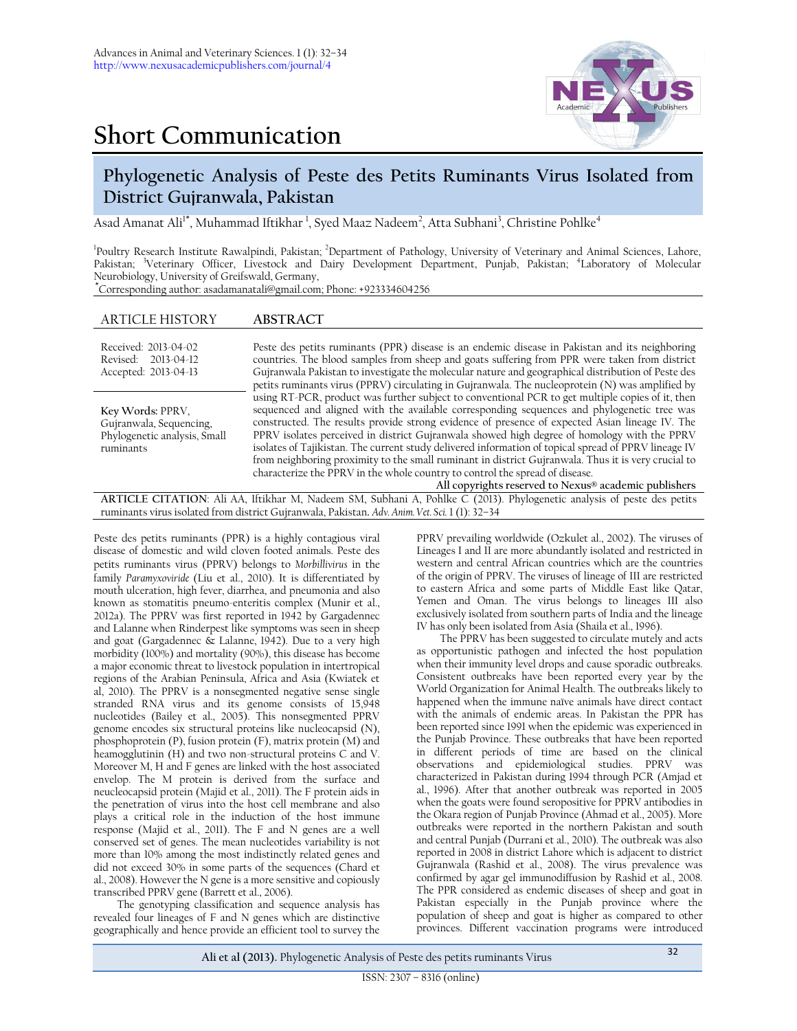# Short Communication

## Phylogenetic Analysis of Peste des Petits Ruminants Virus Isolated from District Gujranwala, Pakistan

Asad Amanat Ali[1*], Muhammad Iftikhar [1], Syed Maaz Nadeem[2], Atta Subhani[3], Christine Pohlke[4]

[1]Poultry Research Institute Rawalpindi, Pakistan; [2]Department of Pathology, University of Veterinary and Animal Sciences, Lahore, Pakistan; [3]Veterinary Officer, Livestock and Dairy Development Department, Punjab, Pakistan; [4]Laboratory of Molecular Neurobiology, University of Greifswald, Germany,

[*]Corresponding author: asadamanatali@gmail.com; Phone: +923334604256

**ARTICLE HISTORY**

Received: 2013-04-02
Revised: 2013-04-12
Accepted: 2013-04-13

**Key Words:** PPRV, Gujranwala, Sequencing, Phylogenetic analysis, Small ruminants

**ABSTRACT**

Peste des petits ruminants (PPR) disease is an endemic disease in Pakistan and its neighboring countries. The blood samples from sheep and goats suffering from PPR were taken from district Gujranwala Pakistan to investigate the molecular nature and geographical distribution of Peste des petits ruminants virus (PPRV) circulating in Gujranwala. The nucleoprotein (N) was amplified by using RT-PCR, product was further subject to conventional PCR to get multiple copies of it, then sequenced and aligned with the available corresponding sequences and phylogenetic tree was constructed. The results provide strong evidence of presence of expected Asian lineage IV. The PPRV isolates perceived in district Gujranwala showed high degree of homology with the PPRV isolates of Tajikistan. The current study delivered information of topical spread of PPRV lineage IV from neighboring proximity to the small ruminant in district Gujranwala. Thus it is very crucial to characterize the PPRV in the whole country to control the spread of disease.

**All copyrights reserved to Nexus® academic publishers**

**ARTICLE CITATION**: Ali AA, Iftikhar M, Nadeem SM, Subhani A, Pohlke C (2013). Phylogenetic analysis of peste des petits ruminants virus isolated from district Gujranwala, Pakistan. *Adv. Anim. Vet. Sci.* 1 (1): 32–34

Peste des petits ruminants (PPR) is a highly contagious viral disease of domestic and wild cloven footed animals. Peste des petits ruminants virus (PPRV) belongs to *Morbillivirus* in the family *Paramyxoviride* (Liu et al., 2010). It is differentiated by mouth ulceration, high fever, diarrhea, and pneumonia and also known as stomatitis pneumo-enteritis complex (Munir et al., 2012a). The PPRV was first reported in 1942 by Gargadennec and Lalanne when Rinderpest like symptoms was seen in sheep and goat (Gargadennec & Lalanne, 1942). Due to a very high morbidity (100%) and mortality (90%), this disease has become a major economic threat to livestock population in intertropical regions of the Arabian Peninsula, Africa and Asia (Kwiatek et al, 2010). The PPRV is a nonsegmented negative sense single stranded RNA virus and its genome consists of 15,948 nucleotides (Bailey et al., 2005). This nonsegmented PPRV genome encodes six structural proteins like nucleocapsid (N), phosphoprotein (P), fusion protein (F), matrix protein (M) and heamogglutinin (H) and two non-structural proteins C and V. Moreover M, H and F genes are linked with the host associated envelop. The M protein is derived from the surface and neucleocapsid protein (Majid et al., 2011). The F protein aids in the penetration of virus into the host cell membrane and also plays a critical role in the induction of the host immune response (Majid et al., 2011). The F and N genes are a well conserved set of genes. The mean nucleotides variability is not more than 10% among the most indistinctly related genes and did not exceed 30% in some parts of the sequences (Chard et al., 2008). However the N gene is a more sensitive and copiously transcribed PPRV gene (Barrett et al., 2006).

The genotyping classification and sequence analysis has revealed four lineages of F and N genes which are distinctive geographically and hence provide an efficient tool to survey the PPRV prevailing worldwide (Ozkulet al., 2002). The viruses of Lineages I and II are more abundantly isolated and restricted in western and central African countries which are the countries of the origin of PPRV. The viruses of lineage of III are restricted to eastern Africa and some parts of Middle East like Qatar, Yemen and Oman. The virus belongs to lineages III also exclusively isolated from southern parts of India and the lineage IV has only been isolated from Asia (Shaila et al., 1996).

The PPRV has been suggested to circulate mutely and acts as opportunistic pathogen and infected the host population when their immunity level drops and cause sporadic outbreaks. Consistent outbreaks have been reported every year by the World Organization for Animal Health. The outbreaks likely to happened when the immune naïve animals have direct contact with the animals of endemic areas. In Pakistan the PPR has been reported since 1991 when the epidemic was experienced in the Punjab Province. These outbreaks that have been reported in different periods of time are based on the clinical observations and epidemiological studies. PPRV was characterized in Pakistan during 1994 through PCR (Amjad et al., 1996). After that another outbreak was reported in 2005 when the goats were found seropositive for PPRV antibodies in the Okara region of Punjab Province (Ahmad et al., 2005). More outbreaks were reported in the northern Pakistan and south and central Punjab (Durrani et al., 2010). The outbreak was also reported in 2008 in district Lahore which is adjacent to district Gujranwala (Rashid et al., 2008). The virus prevalence was confirmed by agar gel immunodiffusion by Rashid et al., 2008. The PPR considered as endemic diseases of sheep and goat in Pakistan especially in the Punjab province where the population of sheep and goat is higher as compared to other provinces. Different vaccination programs were introduced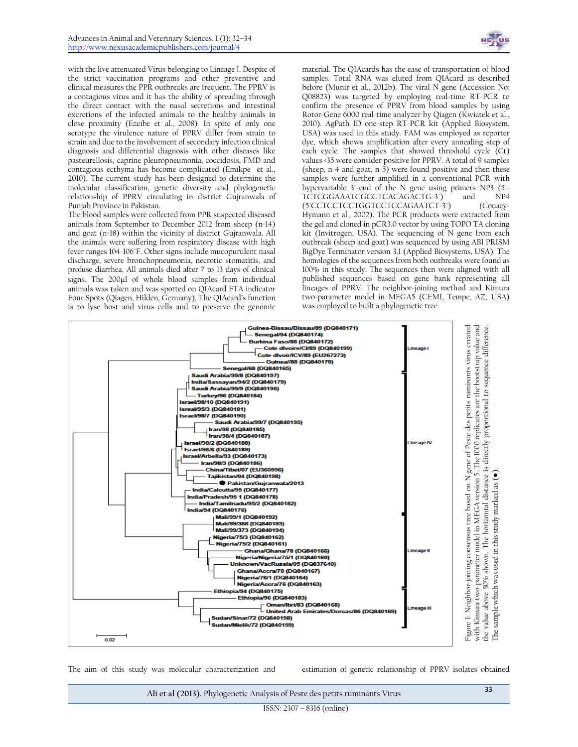with the live attenuated Virus belonging to Lineage I. Despite of the strict vaccination programs and other preventive and clinical measures the PPR outbreaks are frequent. The PPRV is a contagious virus and it has the ability of spreading through the direct contact with the nasal secretions and intestinal excretions of the infected animals to the healthy animals in close proximity (Ezeibe et al., 2008). In spite of only one serotype the virulence nature of PPRV differ from strain to strain and due to the involvement of secondary infection clinical diagnosis and differential diagnosis with other diseases like pasteurellosis, caprine pleuropneumonia, coccidosis, FMD and contagious ecthyma has become complicated (Emikpe et al., 2010). The current study has been designed to determine the molecular classification, genetic diversity and phylogenetic relationship of PPRV circulating in district Gujranwala of Punjab Province in Pakistan.

The blood samples were collected from PPR suspected diseased animals from September to December 2012 from sheep (n=14) and goat (n=18) within the vicinity of district Gujranwala. All the animals were suffering from respiratory disease with high fever ranges 104-106°F. Other signs include mucopurulent nasal discharge, severe bronchopneumonia, necrotic stomatitis, and profuse diarrhea. All animals died after 7 to 13 days of clinical signs. The 200µl of whole blood samples from individual animals was taken and was spotted on QIAcard FTA indicator Four Spots (Qiagen, Hilden, Germany). The QIAcard's function is to lyse host and virus cells and to preserve the genomic material. The QIAcards has the ease of transportation of blood samples. Total RNA was eluted from QIAcard as described before (Munir et al., 2012b). The viral N gene (Accession No: Q08823) was targeted by employing real-time RT-PCR to confirm the presence of PPRV from blood samples by using Rotor-Gene 6000 real-time analyzer by Qiagen (Kwiatek et al., 2010). AgPath ID one-step RT-PCR kit (Applied Biosystem, USA) was used in this study. FAM was employed as reporter dye, which shows amplification after every annealing step of each cycle. The samples that showed threshold cycle (Ct) values <35 were consider positive for PPRV. A total of 9 samples (sheep, n=4 and goat, n=5) were found positive and then these samples were further amplified in a conventional PCR with hypervariable 3´-end of the N gene using primers NP3 (5´-TCTCGGAAATCGCCTCACAGACTG-3´) and NP4 (5´CCTCCTCCTGGTCCTCCAGAATCT-3´) (Couacy-Hymann et al., 2002). The PCR products were extracted from the gel and cloned in pCR3.0 vector by using TOPO TA cloning kit (Invitrogen, USA). The sequencing of N gene from each outbreak (sheep and goat) was sequenced by using ABI PRISM BigDye Terminator version 3.1 (Applied Biosystems, USA). The homologies of the sequences from both outbreaks were found as 100% in this study. The sequences then were aligned with all published sequences based on gene bank representing all lineages of PPRV. The neighbor-joining method and Kimura two-parameter model in MEGA5 (CEMI, Tempe, AZ, USA) was employed to built a phylogenetic tree.

Figure 1: Neighbor-joining consensus tree based on N gene of Peste des petits ruminants virus created with Kimura two-parameter model in MEGA version 5. The 1000 replicates are the bootstrap value and the value above 50% shown. The horizontal distance is directly proportional to sequence difference. The sample which was used in this study marked as (●).

The aim of this study was molecular characterization and estimation of genetic relationship of PPRV isolates obtained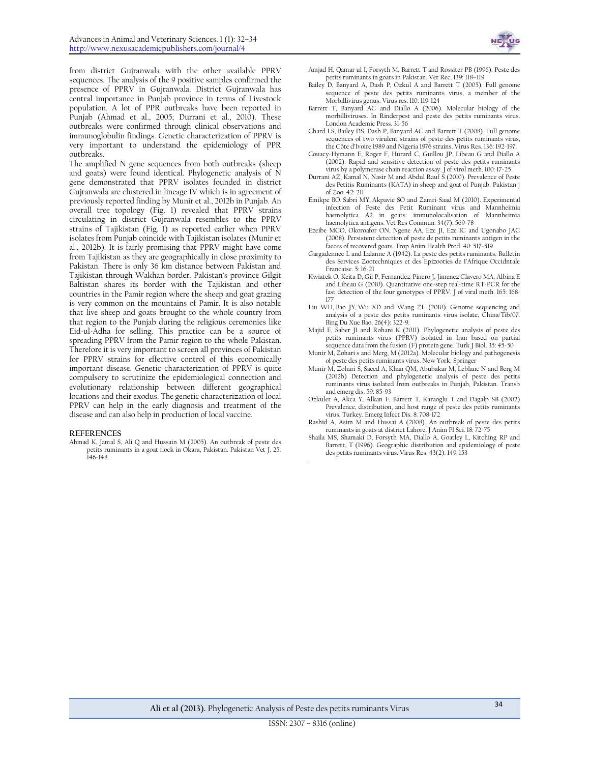from district Gujranwala with the other available PPRV sequences. The analysis of the 9 positive samples confirmed the presence of PPRV in Gujranwala. District Gujranwala has central importance in Punjab province in terms of Livestock population. A lot of PPR outbreaks have been reported in Punjab (Ahmad et al., 2005; Durrani et al., 2010). These outbreaks were confirmed through clinical observations and immunoglobulin findings. Genetic characterization of PPRV is very important to understand the epidemiology of PPR outbreaks.

The amplified N gene sequences from both outbreaks (sheep and goats) were found identical. Phylogenetic analysis of N gene demonstrated that PPRV isolates founded in district Gujranwala are clustered in lineage IV which is in agreement of previously reported finding by Munir et al., 2012b in Punjab. An overall tree topology (Fig. 1) revealed that PPRV strains circulating in district Gujranwala resembles to the PPRV strains of Tajikistan (Fig. 1) as reported earlier when PPRV isolates from Punjab coincide with Tajikistan isolates (Munir et al., 2012b). It is fairly promising that PPRV might have come from Tajikistan as they are geographically in close proximity to Pakistan. There is only 36 km distance between Pakistan and Tajikistan through Wakhan border. Pakistan's province Gilgit Baltistan shares its border with the Tajikistan and other countries in the Pamir region where the sheep and goat grazing is very common on the mountains of Pamir. It is also notable that live sheep and goats brought to the whole country from that region to the Punjab during the religious ceremonies like Eid-ul-Adha for selling. This practice can be a source of spreading PPRV from the Pamir region to the whole Pakistan. Therefore it is very important to screen all provinces of Pakistan for PPRV strains for effective control of this economically important disease. Genetic characterization of PPRV is quite compulsory to scrutinize the epidemiological connection and evolutionary relationship between different geographical locations and their exodus. The genetic characterization of local PPRV can help in the early diagnosis and treatment of the disease and can also help in production of local vaccine.

## REFERENCES

Ahmad K, Jamal S, Ali Q and Hussain M (2005). An outbreak of peste des petits ruminants in a goat flock in Okara, Pakistan. Pakistan Vet J. 25: 146-148

Amjad H, Qamar ul I, Forsyth M, Barrett T and Rossiter PB (1996). Peste des petits ruminants in goats in Pakistan. Vet Rec. 139: 118–119

Bailey D, Banyard A, Dash P, Ozkul A and Barrett T (2005). Full genome sequence of peste des petits ruminants virus, a member of the Morbillivirus genus. Virus res. 110: 119-124

Barrett T, Banyard AC and Diallo A (2006). Molecular biology of the morbilliviruses. In Rinderpest and peste des petits ruminants virus. London Academic Press. 31-56

Chard LS, Bailey DS, Dash P, Banyard AC and Barrett T (2008). Full genome sequences of two virulent strains of peste-des-petits ruminants virus, the Côte d'Ivoire 1989 and Nigeria 1976 strains. Virus Res. 136: 192-197.

Couacy-Hymann E, Roger F, Hurard C, Guillou JP, Libeau G and Diallo A (2002). Rapid and sensitive detection of peste des petits ruminants virus by a polymerase chain reaction assay. J of virol meth. 100: 17-25

Durrani AZ, Kamal N, Nasir M and Abdul Rauf S (2010). Prevalence of Peste des Petitis Ruminants (KATA) in sheep and goat of Punjab. Pakistan j of Zoo. 42: 211

Emikpe BO, Sabri MY, Akpavie SO and Zamri-Saad M (2010). Experimental infection of Peste des Petit Ruminant virus and Mannheimia haemolytica A2 in goats: immunolocalisation of Mannheimia haemolytica antigens. Vet Res Commun. 34(7): 569-78

Ezeibe MCO, Okoroafor ON, Ngene AA, Eze JI, Eze IC and Ugonabo JAC (2008). Persistent detection of peste de petits ruminants antigen in the faeces of recovered goats. Trop Anim Health Prod. 40: 517-519

Gargadennec L and Lalanne A (1942). La peste des petits ruminants. Bulletin des Services Zootechniques et des Epizooties de l'Afrique Occidntale Francaise. 5: 16-21

Kwiatek O, Keita D, Gil P, Fernandez-Pinero J, Jimenez Clavero MA, Albina E and Libeau G (2010). Quantitative one-step real-time RT-PCR for the fast detection of the four genotypes of PPRV. J of viral meth. 165: 168-177

Liu WH, Bao JY, Wu XD and Wang ZL (2010). Genome sequencing and analysis of a peste des petits ruminants virus isolate, China/Tib/07. Bing Du Xue Bao. 26(4): 322-9.

Majid E, Saber JI and Rohani K (2011). Phylogenetic analysis of peste des petits ruminants virus (PPRV) isolated in Iran based on partial sequence data from the fusion (F) protein gene. Turk J Biol. 35: 45-50

Munir M, Zohari s and Merg, M (2012a). Molecular biology and pathogenesis of peste des petits ruminants virus. New York, Springer

Munir M, Zohari S, Saeed A, Khan QM, Abubakar M, Leblanc N and Berg M (2012b) Detection and phylogenetic analysis of peste des petits ruminants virus isolated from outbreaks in Punjab, Pakistan. Transb and emerg dis. 59: 85-93

Ozkulet A, Akca Y, Alkan F, Barrett T, Karaoglu T and Dagalp SB (2002) Prevalence, distribution, and host range of peste des petits ruminants virus, Turkey. Emerg Infect Dis. 8: 708-172

Rashid A, Asim M and Hussai A (2008). An outbreak of peste des petits ruminants in goats at district Lahore. J Anim Pl Sci. 18: 72-75

Shaila MS, Shamaki D, Forsyth MA, Diallo A, Goatley L, Kitching RP and Barrett, T (1996). Geographic distribution and epidemiology of peste des petits ruminants virus. Virus Res. 43(2): 149-153